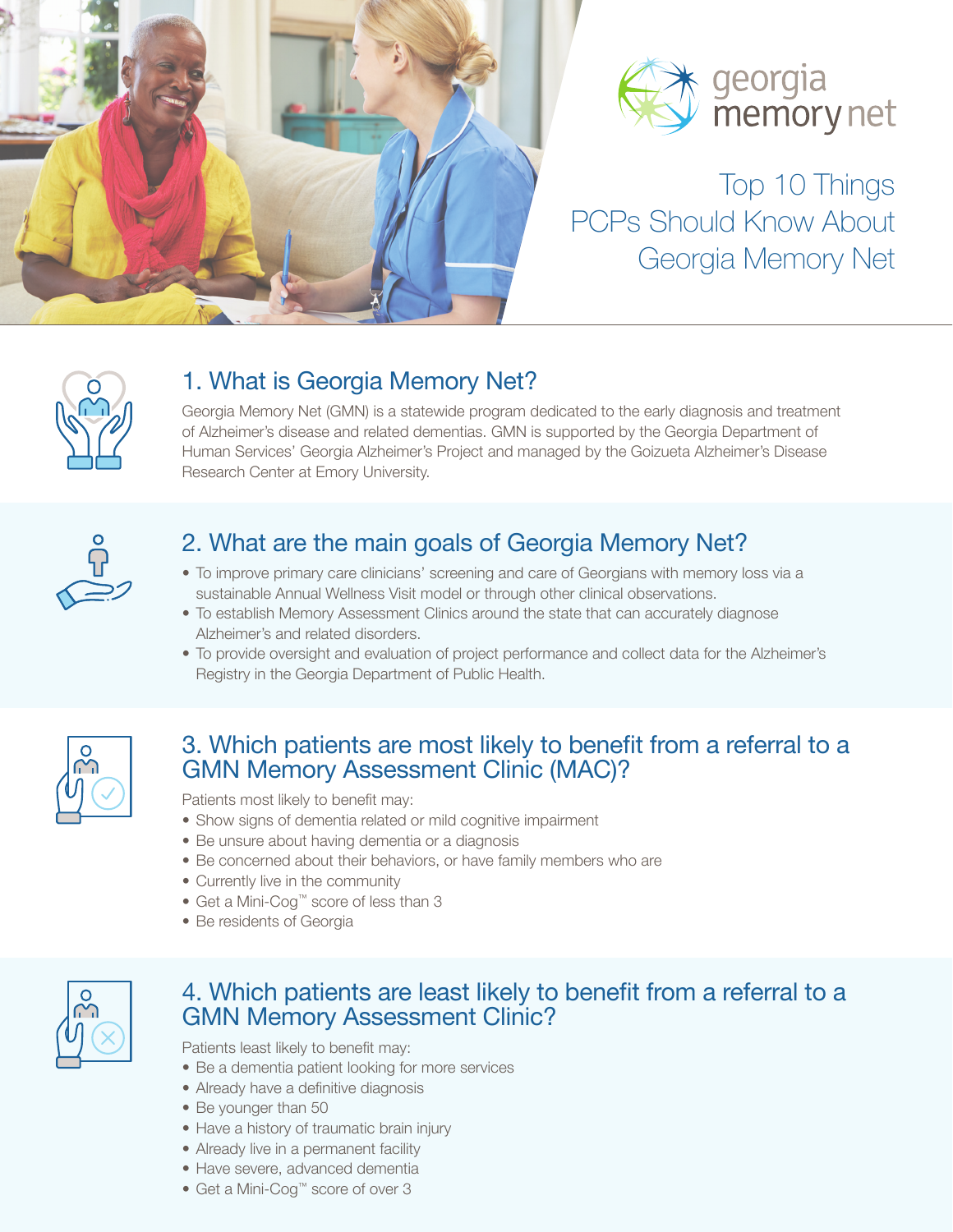georgia memory net

# Top 10 Things PCPs Should Know About Georgia Memory Net

## 1. What is Georgia Memory Net?

Georgia Memory Net (GMN) is a statewide program dedicated to the early diagnosis and treatment of Alzheimer's disease and related dementias. GMN is supported by the Georgia Department of Human Services' Georgia Alzheimer's Project and managed by the Goizueta Alzheimer's Disease Research Center at Emory University.

## 2. What are the main goals of Georgia Memory Net?

- To improve primary care clinicians' screening and care of Georgians with memory loss via a sustainable Annual Wellness Visit model or through other clinical observations.
- To establish Memory Assessment Clinics around the state that can accurately diagnose Alzheimer's and related disorders.
- To provide oversight and evaluation of project performance and collect data for the Alzheimer's Registry in the Georgia Department of Public Health.

## 3. Which patients are most likely to benefit from a referral to a GMN Memory Assessment Clinic (MAC)?

Patients most likely to benefit may:

- Show signs of dementia related or mild cognitive impairment
- Be unsure about having dementia or a diagnosis
- Be concerned about their behaviors, or have family members who are
- Currently live in the community
- Get a Mini-Cog™ score of less than 3
- Be residents of Georgia

## 4. Which patients are least likely to benefit from a referral to a GMN Memory Assessment Clinic?

Patients least likely to benefit may:

- Be a dementia patient looking for more services
- Already have a definitive diagnosis
- Be younger than 50
- Have a history of traumatic brain injury
- Already live in a permanent facility
- Have severe, advanced dementia
- Get a Mini-Cog™ score of over 3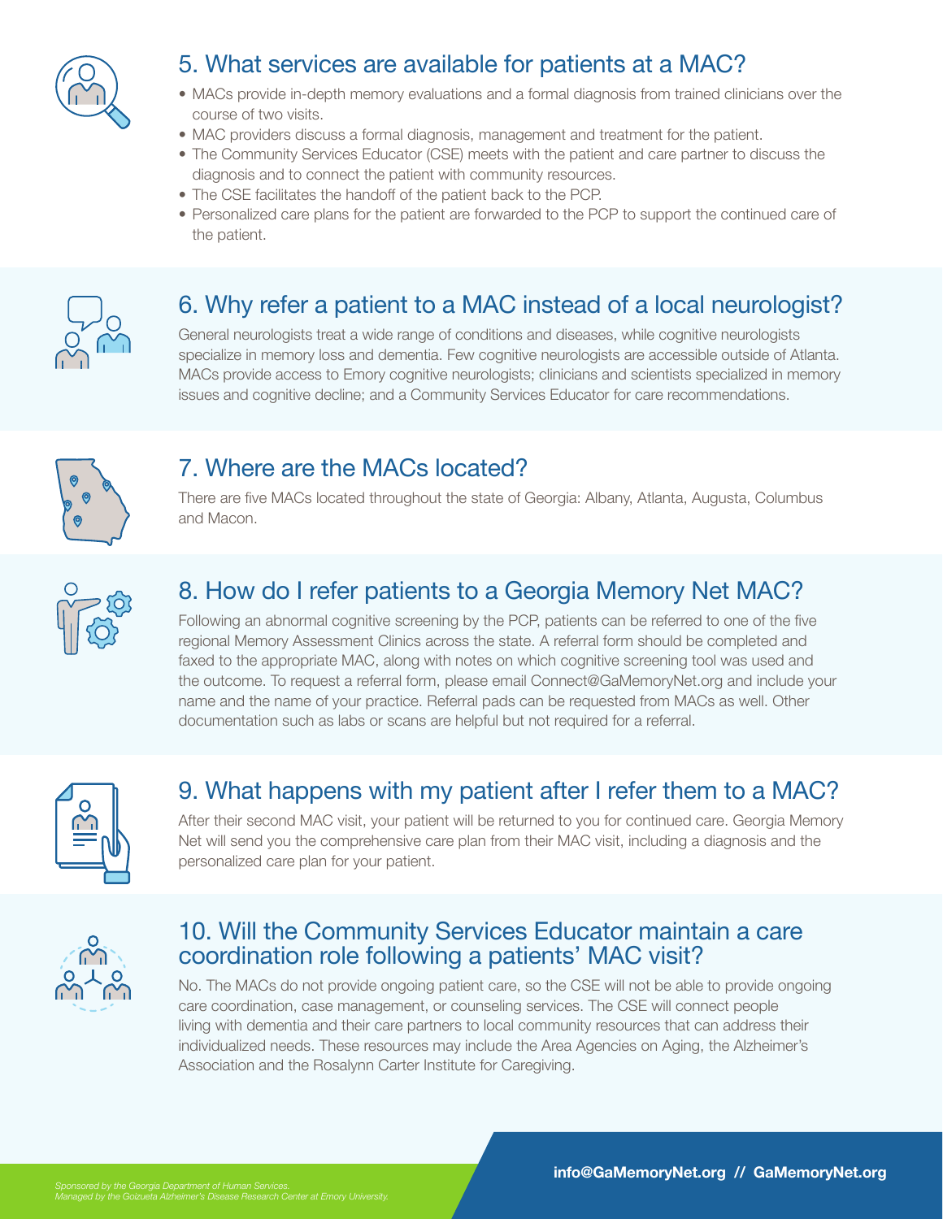## 5. What services are available for patients at a MAC?

- MACs provide in-depth memory evaluations and a formal diagnosis from trained clinicians over the course of two visits.
- MAC providers discuss a formal diagnosis, management and treatment for the patient.
- The Community Services Educator (CSE) meets with the patient and care partner to discuss the diagnosis and to connect the patient with community resources.
- The CSE facilitates the handoff of the patient back to the PCP.
- Personalized care plans for the patient are forwarded to the PCP to support the continued care of the patient.

## 6. Why refer a patient to a MAC instead of a local neurologist?

General neurologists treat a wide range of conditions and diseases, while cognitive neurologists specialize in memory loss and dementia. Few cognitive neurologists are accessible outside of Atlanta. MACs provide access to Emory cognitive neurologists; clinicians and scientists specialized in memory issues and cognitive decline; and a Community Services Educator for care recommendations.

## 7. Where are the MACs located?

There are five MACs located throughout the state of Georgia: Albany, Atlanta, Augusta, Columbus and Macon.

## 8. How do I refer patients to a Georgia Memory Net MAC?

Following an abnormal cognitive screening by the PCP, patients can be referred to one of the five regional Memory Assessment Clinics across the state. A referral form should be completed and faxed to the appropriate MAC, along with notes on which cognitive screening tool was used and the outcome. To request a referral form, please email Connect@GaMemoryNet.org and include your name and the name of your practice. Referral pads can be requested from MACs as well. Other documentation such as labs or scans are helpful but not required for a referral.

## 9. What happens with my patient after I refer them to a MAC?

After their second MAC visit, your patient will be returned to you for continued care. Georgia Memory Net will send you the comprehensive care plan from their MAC visit, including a diagnosis and the personalized care plan for your patient.

## 10. Will the Community Services Educator maintain a care coordination role following a patients' MAC visit?

No. The MACs do not provide ongoing patient care, so the CSE will not be able to provide ongoing care coordination, case management, or counseling services. The CSE will connect people living with dementia and their care partners to local community resources that can address their individualized needs. These resources may include the Area Agencies on Aging, the Alzheimer's Association and the Rosalynn Carter Institute for Caregiving.

*Sponsored by the Georgia Department of Human Services.*
*Managed by the Goizueta Alzheimer's Disease Research Center at Emory University.*

**info@GaMemoryNet.org // GaMemoryNet.org**